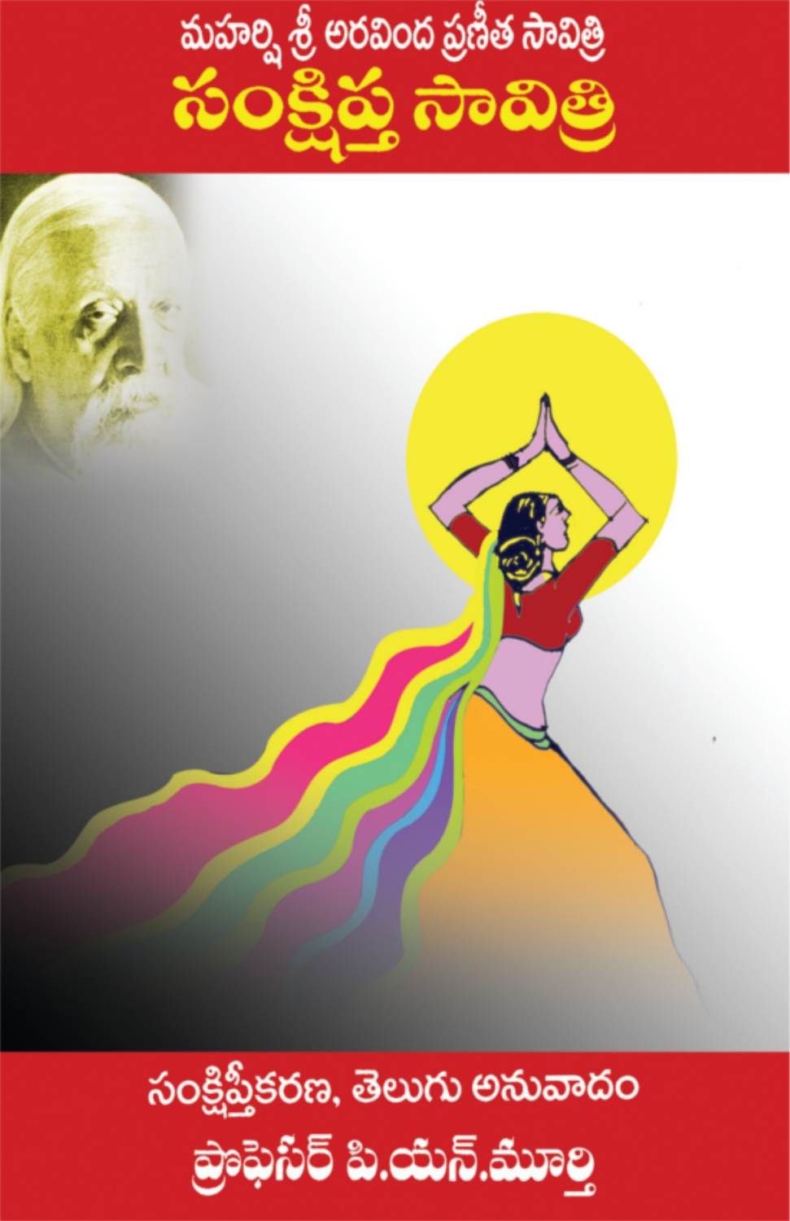మహర్షి శ్రీ అరవింద ప్రణీత సావిత్రి

# సంక్షిప్త సావిత్రి

సంక్షిప్తీకరణ, తెలుగు అనువాదం

ప్రొఫెసర్ పి.యన్.మూర్తి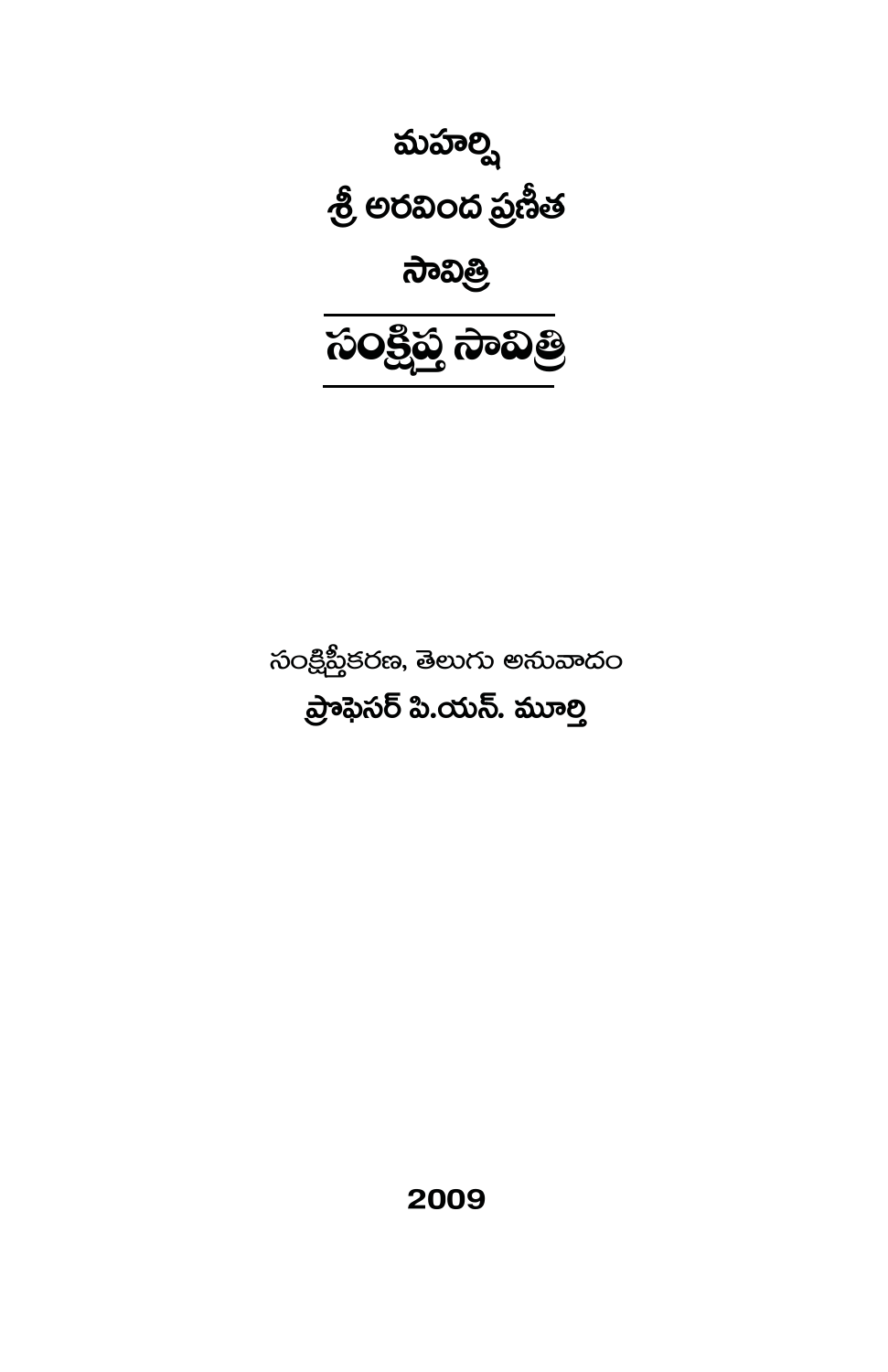# మహర్షి

# శ్రీ అరవింద ప్రణీత

# సావిత్రి

# సంక్షిప్త సావిత్రి

సంక్షిప్తీకరణ, తెలుగు అనువాదం

**ప్రొఫెసర్ పి.యస్. మూర్తి**

**2009**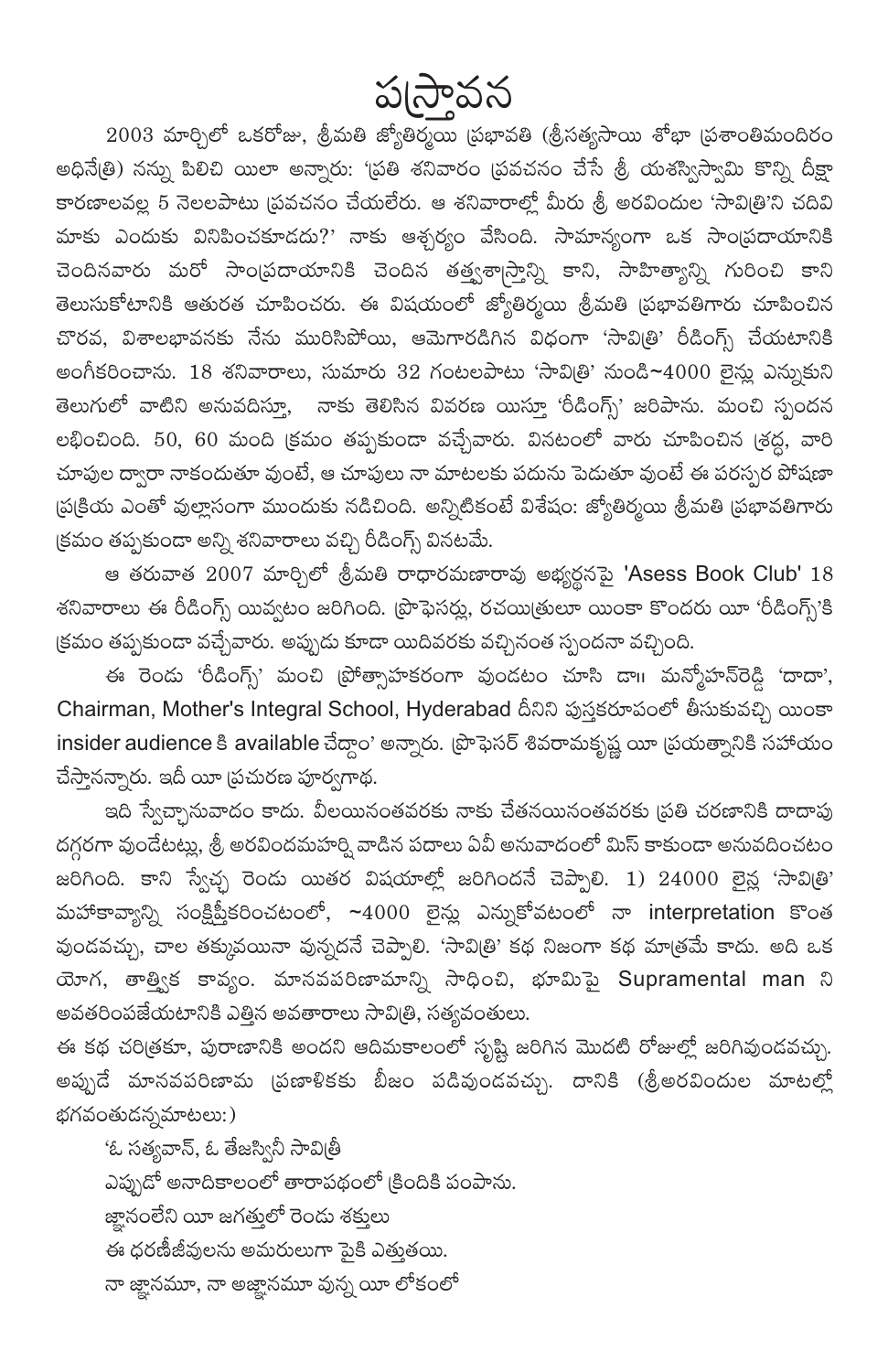# ప్రస్తావన

2003 మార్చిలో ఒకరోజు, శ్రీమతి జ్యోతిర్మయి ప్రభావతి (శ్రీసత్యసాయి శోభా ప్రశాంతిమందిరం అధినేత్రి) నన్ను పిలిచి యిలా అన్నారు: 'ప్రతి శనివారం ప్రవచనం చేసే శ్రీ యశస్విస్వామి కొన్ని దీక్షా కారణాలవల్ల 5 నెలలపాటు ప్రవచనం చేయలేరు. ఆ శనివారాల్లో మీరు శ్రీ అరవిందుల 'సావిత్రి'ని చదివి మాకు ఎందుకు వినిపించకూడదు?' నాకు ఆశ్చర్యం వేసింది. సామాన్యంగా ఒక సాంప్రదాయానికి చెందినవారు మరో సాంప్రదాయానికి చెందిన తత్త్వశాస్త్రాన్ని కాని, సాహిత్యాన్ని గురించి కాని తెలుసుకోటానికి ఆతురత చూపించరు. ఈ విషయంలో జ్యోతిర్మయి శ్రీమతి ప్రభావతిగారు చూపించిన చొరవ, విశాలభావనకు నేను మురిసిపోయి, ఆమెగారడిగిన విధంగా 'సావిత్రి' రీడింగ్స్ చేయటానికి అంగీకరించాను. 18 శనివారాలు, సుమారు 32 గంటలపాటు 'సావిత్రి' నుండి~4000 లైన్లు ఎన్నుకుని తెలుగులో వాటిని అనువదిస్తూ, నాకు తెలిసిన వివరణ యిస్తూ 'రీడింగ్స్' జరిపాను. మంచి స్పందన లభించింది. 50, 60 మంది క్రమం తప్పకుండా వచ్చేవారు. వినటంలో వారు చూపించిన శ్రద్ధ, వారి చూపుల ద్వారా నాకందుతూ వుంటే, ఆ చూపులు నా మాటలకు పదును పెడుతూ వుంటే ఈ పరస్పర పోషణా ప్రక్రియ ఎంతో వుల్లాసంగా ముందుకు నడిచింది. అన్నిటికంటే విశేషం: జ్యోతిర్మయి శ్రీమతి ప్రభావతిగారు క్రమం తప్పకుండా అన్ని శనివారాలు వచ్చి రీడింగ్స్ వినటమే.

ఆ తరువాత 2007 మార్చిలో శ్రీమతి రాధారమణారావు అభ్యర్థనపై 'Asess Book Club' 18 శనివారాలు ఈ రీడింగ్స్ యివ్వటం జరిగింది. ప్రొఫెసర్లు, రచయిత్రులూ యింకా కొందరు యీ 'రీడింగ్స్'కి క్రమం తప్పకుండా వచ్చేవారు. అప్పుడు కూడా యిదివరకు వచ్చినంత స్పందనా వచ్చింది.

ఈ రెండు 'రీడింగ్స్' మంచి ప్రోత్సాహకరంగా వుండటం చూసి డా॥ మన్మోహన్‌రెడ్డి 'దాదా', Chairman, Mother's Integral School, Hyderabad దీనిని పుస్తకరూపంలో తీసుకువచ్చి యింకా insider audience కి available చేద్దాం' అన్నారు. ప్రొఫెసర్ శివరామకృష్ణ యీ ప్రయత్నానికి సహాయం చేస్తానన్నారు. ఇదీ యీ ప్రచురణ పూర్వగాథ.

ఇది స్వేచ్ఛానువాదం కాదు. వీలయినంతవరకు నాకు చేతనయినంతవరకు ప్రతి చరణానికి దాదాపు దగ్గరగా వుండేటట్లు, శ్రీ అరవిందమహర్షి వాడిన పదాలు ఏవీ అనువాదంలో మిస్ కాకుండా అనువదించటం జరిగింది. కాని స్వేచ్ఛ రెండు యితర విషయాల్లో జరిగిందనే చెప్పాలి. 1) 24000 లైన్ల 'సావిత్రి' మహాకావ్యాన్ని సంక్షిప్తీకరించటంలో, ~4000 లైన్లు ఎన్నుకోవటంలో నా interpretation కొంత వుండవచ్చు, చాల తక్కువయినా వున్నదనే చెప్పాలి. 'సావిత్రి' కథ నిజంగా కథ మాత్రమే కాదు. అది ఒక యోగ, తాత్త్విక కావ్యం. మానవపరిణామాన్ని సాధించి, భూమిపై Supramental man ని అవతరింపజేయటానికి ఎత్తిన అవతారాలు సావిత్రి, సత్యవంతులు.

ఈ కథ చరిత్రకూ, పురాణానికి అందని ఆదిమకాలంలో సృష్టి జరిగిన మొదటి రోజుల్లో జరిగివుండవచ్చు. అప్పుడే మానవపరిణామ ప్రణాళికకు బీజం పడివుండవచ్చు. దానికి (శ్రీఅరవిందుల మాటల్లో భగవంతుడన్నమాటలు:)

'ఓ సత్యవాన్, ఓ తేజస్వినీ సావిత్రీ  
ఎప్పుడో అనాదికాలంలో తారాపథంలో క్రిందికి పంపాను.  
జ్ఞానంలేని యీ జగత్తులో రెండు శక్తులు  
ఈ ధరణీజీవులను అమరులుగా పైకి ఎత్తుతయి.  
నా జ్ఞానమూ, నా అజ్ఞానమూ వున్న యీ లోకంలో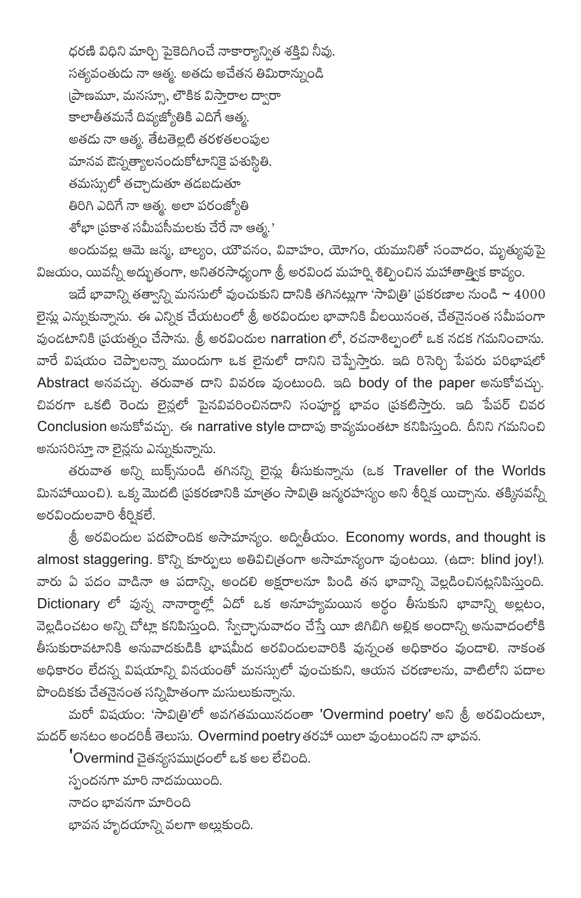ధరణి విధిని మార్చి పైకెదిగించే నాకార్యాన్విత శక్తివి నీవు.
సత్యవంతుడు నా ఆత్మ. అతడు అచేతన తిమిరాన్నుండి
ప్రాణమూ, మనస్సూ, లౌకిక విస్తారాల ద్వారా
కాలాతీతమనే దివ్యజ్యోతికి ఎదిగే ఆత్మ.
అతడు నా ఆత్మ. తేటతెల్లటి తరళతలంపుల
మానవ ఔన్నత్యాలనందుకోటానికై పశుస్థితి.
తమస్సులో తచ్చాడుతూ తడబడుతూ
తిరిగి ఎదిగే నా ఆత్మ. అలా పరంజ్యోతి
శోభా ప్రకాశ సమీపసీమలకు చేరే నా ఆత్మ.'

అందువల్ల ఆమె జన్మ, బాల్యం, యౌవనం, వివాహం, యోగం, యమునితో సంవాదం, మృత్యువుపై విజయం, యివన్నీ అద్భుతంగా, అనితరసాధ్యంగా శ్రీ అరవింద మహర్షి శిల్పించిన మహాతాత్త్విక కావ్యం.

ఇదే భావాన్ని తత్వాన్ని మనసులో వుంచుకుని దానికి తగినట్లుగా 'సావిత్రి' ప్రకరణాల నుండి ~ 4000 లైన్లు ఎన్నుకున్నాను. ఈ ఎన్నిక చేయటంలో శ్రీ అరవిందుల భావానికి వీలయినంత, చేతనైనంత సమీపంగా వుండటానికి ప్రయత్నం చేసాను. శ్రీ అరవిందుల narration లో, రచనాశిల్పంలో ఒక నడక గమనించాను. వారే విషయం చెప్పాలన్నా ముందుగా ఒక లైనులో దానిని చెప్పేస్తారు. ఇది రిసెర్చి పేపరు పరిభాషలో Abstract అనవచ్చు. తరువాత దాని వివరణ వుంటుంది. ఇది body of the paper అనుకోవచ్చు. చివరగా ఒకటి రెండు లైన్లలో పైనవివరించినదాని సంపూర్ణ భావం ప్రకటిస్తారు. ఇది పేపర్ చివర Conclusion అనుకోవచ్చు. ఈ narrative style దాదాపు కావ్యమంతటా కనిపిస్తుంది. దీనిని గమనించి అనుసరిస్తూ నా లైన్లను ఎన్నుకున్నాను.

తరువాత అన్ని బుక్స్‌నుండి తగినన్ని లైన్లు తీసుకున్నాను (ఒక Traveller of the Worlds మినహాయించి). ఒక్క మొదటి ప్రకరణానికి మాత్రం సావిత్రి జన్మరహస్యం అని శీర్షిక యిచ్చాను. తక్కినవన్నీ అరవిందులవారి శీర్షికలే.

శ్రీ అరవిందుల పదపొందిక అసామాన్యం. అద్వితీయం. Economy words, and thought is almost staggering. కొన్ని కూర్పులు అతివిచిత్రంగా అసామాన్యంగా వుంటయి. (ఉదా: blind joy!). వారు ఏ పదం వాడినా ఆ పదాన్ని, అందలి అక్షరాలనూ పిండి తన భావాన్ని వెల్లడించినట్లనిపిస్తుంది. Dictionary లో వున్న నానార్థాల్లో ఏదో ఒక అనూహ్యమయిన అర్థం తీసుకుని భావాన్ని అల్లటం, వెల్లడించటం అన్ని చోట్లా కనిపిస్తుంది. స్వేచ్ఛానువాదం చేస్తే యీ జిగిబిగి అల్లిక అందాన్ని అనువాదంలోకి తీసుకురావటానికి అనువాదకుడికి భాషమీద అరవిందులవారికి వున్నంత అధికారం వుండాలి. నాకంత అధికారం లేదన్న విషయాన్ని వినయంతో మనస్సులో వుంచుకుని, ఆయన చరణాలను, వాటిలోని పదాల పొందికకు చేతనైనంత సన్నిహితంగా మసులుకున్నాను.

మరో విషయం: 'సావిత్రి'లో అవగతమయినదంతా 'Overmind poetry' అని శ్రీ అరవిందులూ, మదర్ అనటం అందరికీ తెలుసు. Overmind poetry తరహా యిలా వుంటుందని నా భావన.

'Overmind చైతన్యసముద్రంలో ఒక అల లేచింది.
స్పందనగా మారి నాదమయింది.
నాదం భావనగా మారింది
భావన హృదయాన్ని వలగా అల్లుకుంది.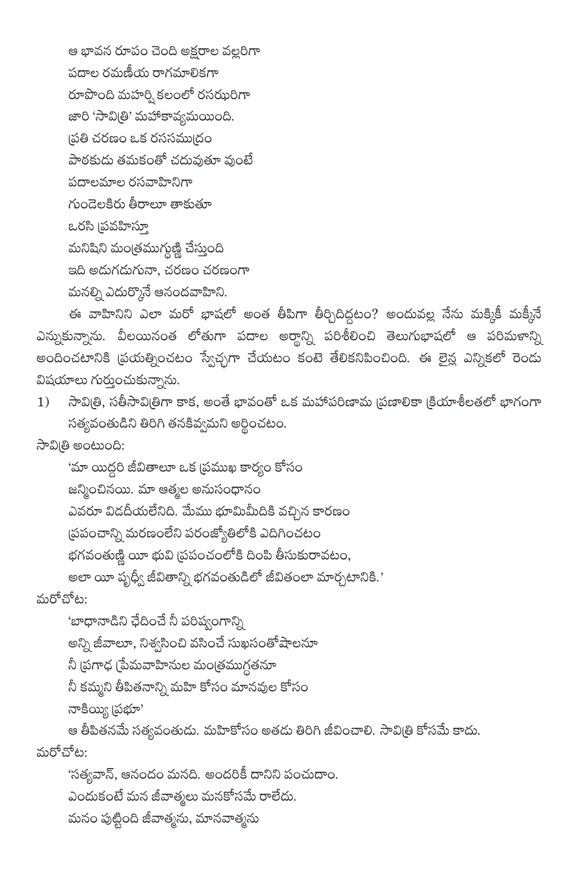ఆ భావన రూపం చెంది అక్షరాల వల్లరిగా
పదాల రమణీయ రాగమాలికగా
రూపొంది మహర్షి కలంలో రసఝరిగా
జారి 'సావిత్రి' మహాకావ్యమయింది.
ప్రతి చరణం ఒక రససముద్రం
పాఠకుడు తమకంతో చదువుతూ వుంటే
పదాలమాల రసవాహినిగా
గుండెలకిరు తీరాలూ తాకుతూ
ఒరసి ప్రవహిస్తూ
మనిషిని మంత్రముగ్ధుణ్ణి చేస్తుంది
ఇది అడుగడుగునా, చరణం చరణంగా
మనల్ని ఎదుర్కొనే ఆనందవాహిని.

ఈ వాహినిని ఎలా మరో భాషలో అంత తీపిగా తీర్చిదిద్దటం? అందువల్ల నేను మక్కికీ మక్కీనే ఎన్నుకున్నాను. వీలయినంత లోతుగా పదాల అర్థాన్ని పరిశీలించి తెలుగుభాషలో ఆ పరిమళాన్ని అందించటానికి ప్రయత్నించటం స్వేచ్ఛగా చేయటం కంటె తేలికనిపించింది. ఈ లైన్ల ఎన్నికలో రెండు విషయాలు గుర్తుంచుకున్నాను.

1) సావిత్రి, సతీసావిత్రిగా కాక, అంతే భావంతో ఒక మహాపరిణామ ప్రణాలికా క్రియాశీలతలో భాగంగా సత్యవంతుడిని తిరిగి తనకివ్వమని అర్థించటం.

సావిత్రి అంటుంది:

'మా యిద్దరి జీవితాలూ ఒక ప్రముఖ కార్యం కోసం
జన్మించినయి. మా ఆత్మల అనుసంధానం
ఎవరూ విడదీయలేనిది. మేము భూమిమీదికి వచ్చిన కారణం
ప్రపంచాన్ని మరణంలేని పరంజ్యోతిలోకి ఎదిగించటం
భగవంతుణ్ణి యీ భువి ప్రపంచంలోకి దింపి తీసుకురావటం,
అలా యీ పృధ్వీ జీవితాన్ని భగవంతుడిలో జీవితంలా మార్చటానికి.'

మరోచోట:

'బాధానాడిని ఛేదించే నీ పరిష్వంగాన్ని
అన్ని జీవాలూ, నిశ్వసించి వసించే సుఖసంతోషాలనూ
నీ ప్రగాఢ ప్రేమవాహినుల మంత్రముగ్ధతనూ
నీ కమ్మని తీపితనాన్ని మహి కోసం మానవుల కోసం
నాకియ్యి ప్రభూ'

ఆ తీపితనమే సత్యవంతుడు. మహికోసం అతడు తిరిగి జీవించాలి. సావిత్రి కోసమే కాదు.

మరోచోట:

'సత్యవాన్, ఆనందం మనది. అందరికీ దానిని పంచుదాం.
ఎందుకంటే మన జీవాత్మలు మనకోసమే రాలేదు.
మనం పుట్టింది జీవాత్మను, మానవాత్మను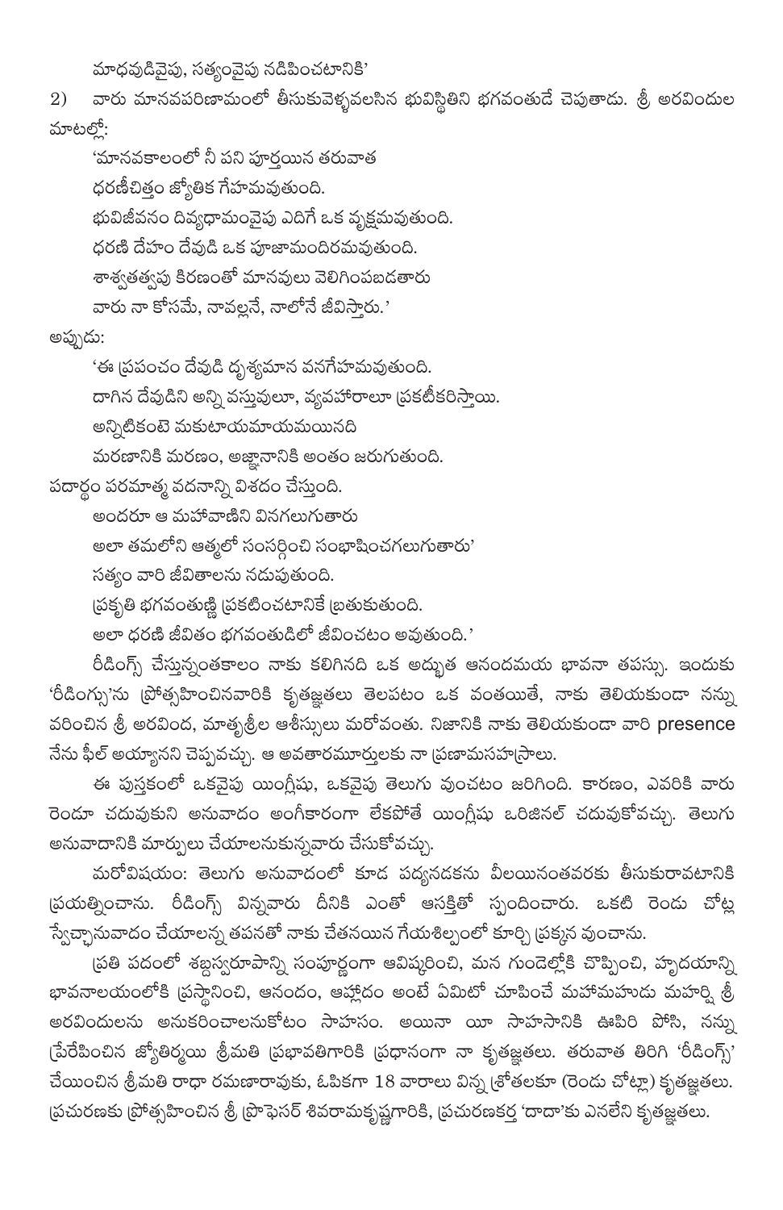మాధవుడివైపు, సత్యంవైపు నడిపించటానికి'

2) వారు మానవపరిణామంలో తీసుకువెళ్ళవలసిన భువిస్థితిని భగవంతుడే చెపుతాడు. శ్రీ అరవిందుల మాటల్లో:

'మానవకాలంలో నీ పని పూర్తయిన తరువాత
ధరణీచిత్తం జ్యోతిక గేహమవుతుంది.
భువిజీవనం దివ్యధామంవైపు ఎదిగే ఒక వృక్షమవుతుంది.
ధరణి దేహం దేవుడి ఒక పూజామందిరమవుతుంది.
శాశ్వతత్త్వపు కిరణంతో మానవులు వెలిగింపబడతారు
వారు నా కోసమే, నావల్లనే, నాలోనే జీవిస్తారు.'

అప్పుడు:

'ఈ ప్రపంచం దేవుడి దృశ్యమాన వనగేహమవుతుంది.
దాగిన దేవుడిని అన్ని వస్తువులూ, వ్యవహారాలూ ప్రకటీకరిస్తాయి.
అన్నిటికంటె మకుటాయమాయమయినది
మరణానికి మరణం, అజ్ఞానానికి అంతం జరుగుతుంది.
పదార్థం పరమాత్మ వదనాన్ని విశదం చేస్తుంది.
అందరూ ఆ మహావాణిని వినగలుగుతారు
అలా తమలోని ఆత్మలో సంసర్గించి సంభాషించగలుగుతారు'
సత్యం వారి జీవితాలను నడుపుతుంది.
ప్రకృతి భగవంతుణ్ణి ప్రకటించటానికే బ్రతుకుతుంది.
అలా ధరణి జీవితం భగవంతుడిలో జీవించటం అవుతుంది.'

రీడింగ్స్ చేస్తున్నంతకాలం నాకు కలిగినది ఒక అద్భుత ఆనందమయ భావనా తపస్సు. ఇందుకు 'రీడింగ్సు'ను ప్రోత్సహించినవారికి కృతజ్ఞతలు తెలపటం ఒక వంతయితే, నాకు తెలియకుండా నన్ను వరించిన శ్రీ అరవింద, మాతృశ్రీల ఆశీస్సులు మరోవంతు. నిజానికి నాకు తెలియకుండా వారి presence నేను ఫీల్ అయ్యానని చెప్పవచ్చు. ఆ అవతారమూర్తులకు నా ప్రణామసహస్రాలు.

ఈ పుస్తకంలో ఒకవైపు యింగ్లీషు, ఒకవైపు తెలుగు వుంచటం జరిగింది. కారణం, ఎవరికి వారు రెండూ చదువుకుని అనువాదం అంగీకారంగా లేకపోతే యింగ్లీషు ఒరిజినల్ చదువుకోవచ్చు. తెలుగు అనువాదానికి మార్పులు చేయాలనుకున్నవారు చేసుకోవచ్చు.

మరోవిషయం: తెలుగు అనువాదంలో కూడ పద్యనడకను వీలయినంతవరకు తీసుకురావటానికి ప్రయత్నించాను. రీడింగ్స్ విన్నవారు దీనికి ఎంతో ఆసక్తితో స్పందించారు. ఒకటి రెండు చోట్ల స్వేచ్ఛానువాదం చేయాలన్న తపనతో నాకు చేతనయిన గేయశిల్పంలో కూర్చి ప్రక్కన వుంచాను.

ప్రతి పదంలో శబ్దస్వరూపాన్ని సంపూర్ణంగా ఆవిష్కరించి, మన గుండెల్లోకి చొప్పించి, హృదయాన్ని భావనాలయంలోకి ప్రస్థానించి, ఆనందం, ఆహ్లాదం అంటే ఏమిటో చూపించే మహామహుడు మహర్షి శ్రీ అరవిందులను అనుకరించాలనుకోటం సాహసం. అయినా యీ సాహసానికి ఊపిరి పోసి, నన్ను ప్రేరేపించిన జ్యోతిర్మయి శ్రీమతి ప్రభావతిగారికి ప్రధానంగా నా కృతజ్ఞతలు. తరువాత తిరిగి 'రీడింగ్స్' చేయించిన శ్రీమతి రాధా రమణారావుకు, ఓపికగా 18 వారాలు విన్న శ్రోతలకూ (రెండు చోట్లా) కృతజ్ఞతలు. ప్రచురణకు ప్రోత్సహించిన శ్రీ ప్రొఫెసర్ శివరామకృష్ణగారికి, ప్రచురణకర్త 'దాదా'కు ఎనలేని కృతజ్ఞతలు.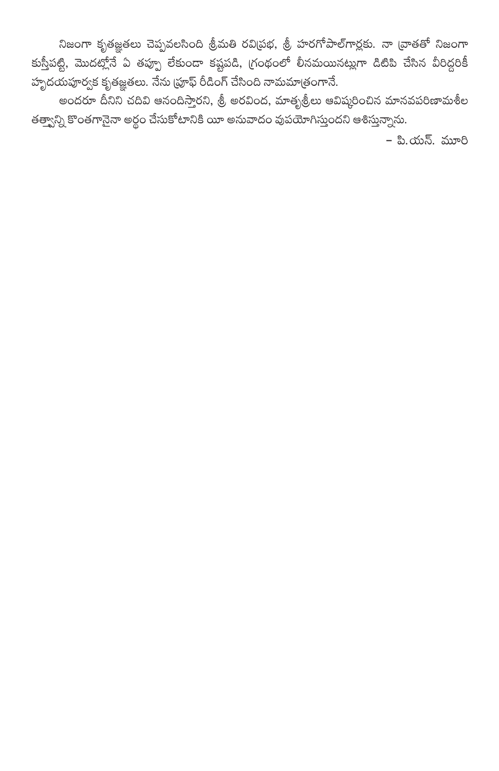నిజంగా కృతజ్ఞతలు చెప్పవలసింది శ్రీమతి రవిప్రభ, శ్రీ హరగోపాల్‌గార్లకు. నా వ్రాతతో నిజంగా కుస్తీపట్టి, మొదట్లోనే ఏ తప్పూ లేకుండా కష్టపడి, గ్రంథంలో లీనమయినట్లుగా డిటిపి చేసిన వీరిద్దరికీ హృదయపూర్వక కృతజ్ఞతలు. నేను ప్రూఫ్ రీడింగ్ చేసింది నామమాత్రంగానే.

అందరూ దీనిని చదివి ఆనందిస్తారని, శ్రీ అరవింద, మాతృశ్రీలు ఆవిష్కరించిన మానవపరిణామశీల తత్త్వాన్ని కొంతగానైనా అర్థం చేసుకోటానికి యీ అనువాదం వుపయోగిస్తుందని ఆశిస్తున్నాను.

– పి.యస్. మూర్తి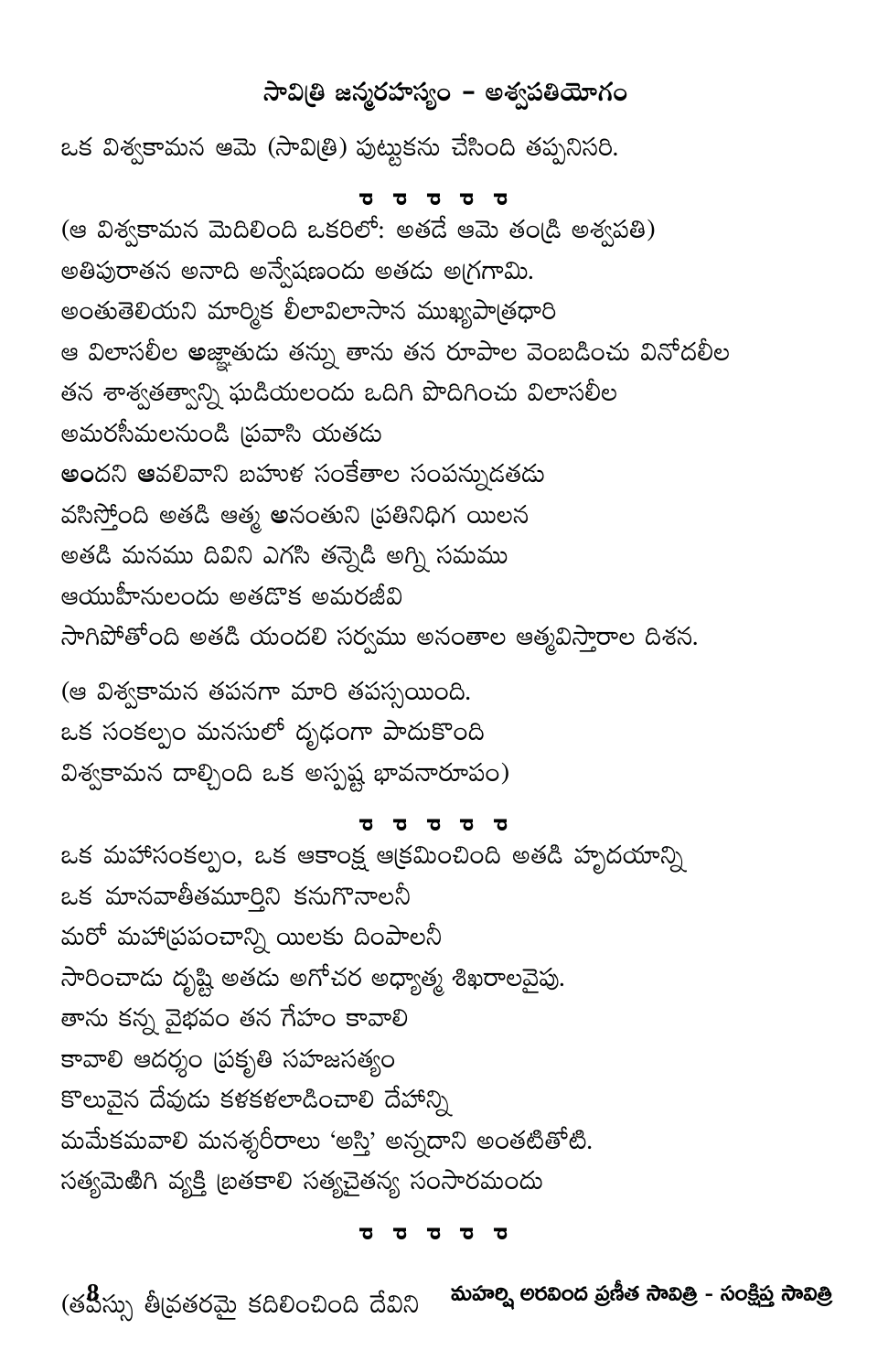## సావిత్రి జన్మరహస్యం – అశ్వపతియోగం

ఒక విశ్వకామన ఆమె (సావిత్రి) పుట్టుకను చేసింది తప్పనిసరి.

ర ర ర ర ర

(ఆ విశ్వకామన మెదిలింది ఒకరిలో: అతడే ఆమె తండ్రి అశ్వపతి)
అతిపురాతన అనాది అన్వేషణందు అతడు అగ్రగామి.
అంతుతెలియని మార్మిక లీలావిలాసాన ముఖ్యపాత్రధారి
ఆ విలాసలీల **అ**జ్ఞాతుడు తన్ను తాను తన రూపాల వెంబడించు వినోదలీల
తన శాశ్వతత్వాన్ని ఘడియలందు ఒదిగి పొదిగించు విలాసలీల
అమరసీమలనుండి ప్రవాసి యతడు
**అ**ందని **ఆ**వలివాని బహుళ సంకేతాల సంపన్నుడతడు
వసిస్తోంది అతడి ఆత్మ **అ**నంతుని ప్రతినిధిగ యిలన
అతడి మనము దివిని ఎగసి తన్నెడి అగ్ని సమము
ఆయుహీనులందు అతడొక అమరజీవి
సాగిపోతోంది అతడి యందలి సర్వము అనంతాల ఆత్మవిస్తారాల దిశన.

(ఆ విశ్వకామన తపనగా మారి తపస్సయింది.
ఒక సంకల్పం మనసులో దృఢంగా పాదుకొంది
విశ్వకామన దాల్చింది ఒక అస్పష్ట భావనారూపం)

ర ర ర ర ర

ఒక మహాసంకల్పం, ఒక ఆకాంక్ష ఆక్రమించింది అతడి హృదయాన్ని
ఒక మానవాతీతమూర్తిని కనుగొనాలనీ
మరో మహాప్రపంచాన్ని యిలకు దింపాలనీ
సారించాడు దృష్టి అతడు అగోచర అధ్యాత్మ శిఖరాలవైపు.
తాను కన్న వైభవం తన గేహం కావాలి
కావాలి ఆదర్శం ప్రకృతి సహజసత్యం
కొలువైన దేవుడు కళకళలాడించాలి దేహాన్ని
మమేకమవాలి మనశ్శరీరాలు 'అస్తి' అన్నదాని అంతటితోటి.
సత్యమెఱిగి వ్యక్తి బ్రతకాలి సత్యచైతన్య సంసారమందు

ర ర ర ర ర

(తపస్సు తీవ్రతరమై కదిలించింది దేవిని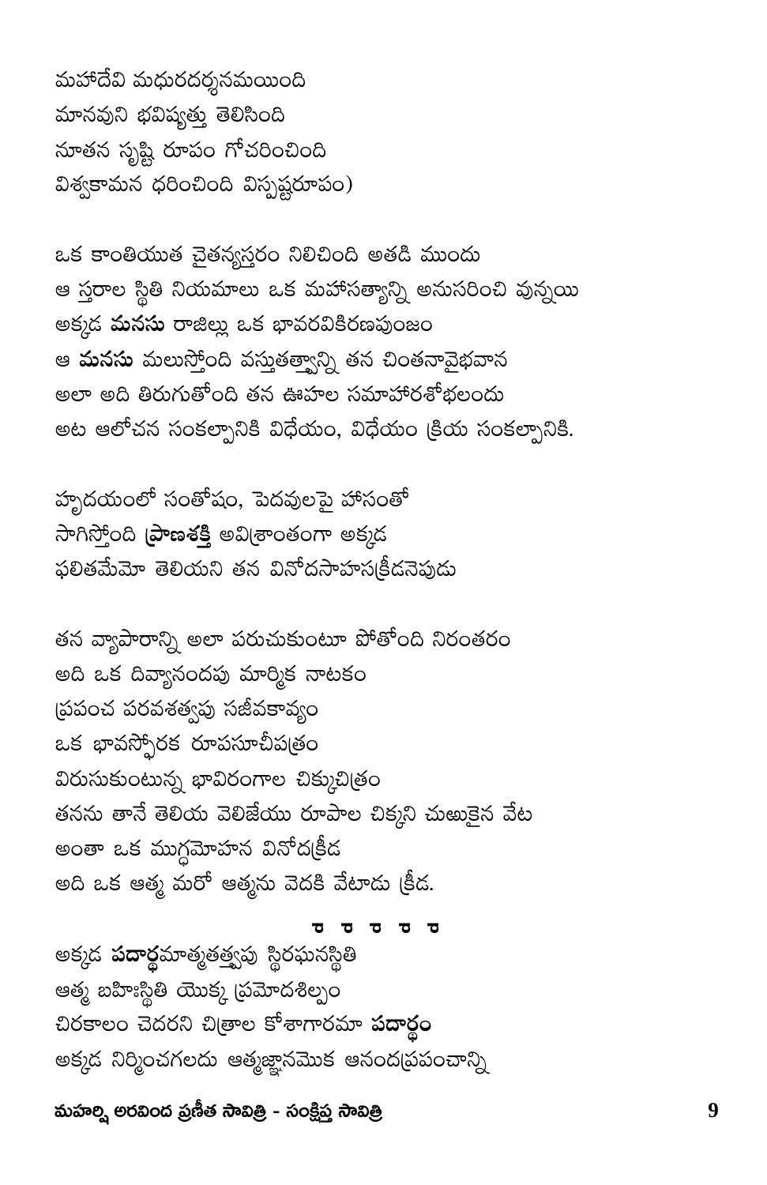మహాదేవి మధురదర్శనమయింది
మానవుని భవిష్యత్తు తెలిసింది
నూతన సృష్టి రూపం గోచరించింది
విశ్వకామన ధరించింది విస్పష్టరూపం)

ఒక కాంతియుత చైతన్యస్తరం నిలిచింది అతడి ముందు
ఆ స్తరాల స్థితి నియమాలు ఒక మహాసత్యాన్ని అనుసరించి వున్నయి
అక్కడ **మనసు** రాజిల్లు ఒక భావరవికిరణపుంజం
ఆ **మనసు** మలుస్తోంది వస్తుతత్వాన్ని తన చింతనావైభవాన
అలా అది తిరుగుతోంది తన ఊహల సమాహారశోభలందు
అట ఆలోచన సంకల్పానికి విధేయం, విధేయం క్రియ సంకల్పానికి.

హృదయంలో సంతోషం, పెదవులపై హాసంతో
సాగిస్తోంది **ప్రాణశక్తి** అవిశ్రాంతంగా అక్కడ
ఫలితమేమో తెలియని తన వినోదసాహసక్రీడనెపుడు

తన వ్యాపారాన్ని అలా పరుచుకుంటూ పోతోంది నిరంతరం
అది ఒక దివ్యానందపు మార్మిక నాటకం
ప్రపంచ పరవశత్వపు సజీవకావ్యం
ఒక భావస్ఫోరక రూపసూచీపత్రం
విరుసుకుంటున్న భావిరంగాల చిక్కుచిత్రం
తనను తానే తెలియ వెలిజేయు రూపాల చిక్కని చుఱుకైన వేట
అంతా ఒక ముగ్ధమోహన వినోదక్రీడ
అది ఒక ఆత్మ మరో ఆత్మను వెదకి వేటాడు క్రీడ.

ం ం ం ం ం

అక్కడ **పదార్థ**మాత్మతత్త్వపు స్థిరఘనస్థితి
ఆత్మ బహిఃస్థితి యొక్క ప్రమోదశిల్పం
చిరకాలం చెదరని చిత్రాల కోశాగారమా **పదార్థం**
అక్కడ నిర్మించగలదు ఆత్మజ్ఞానమొక ఆనందప్రపంచాన్ని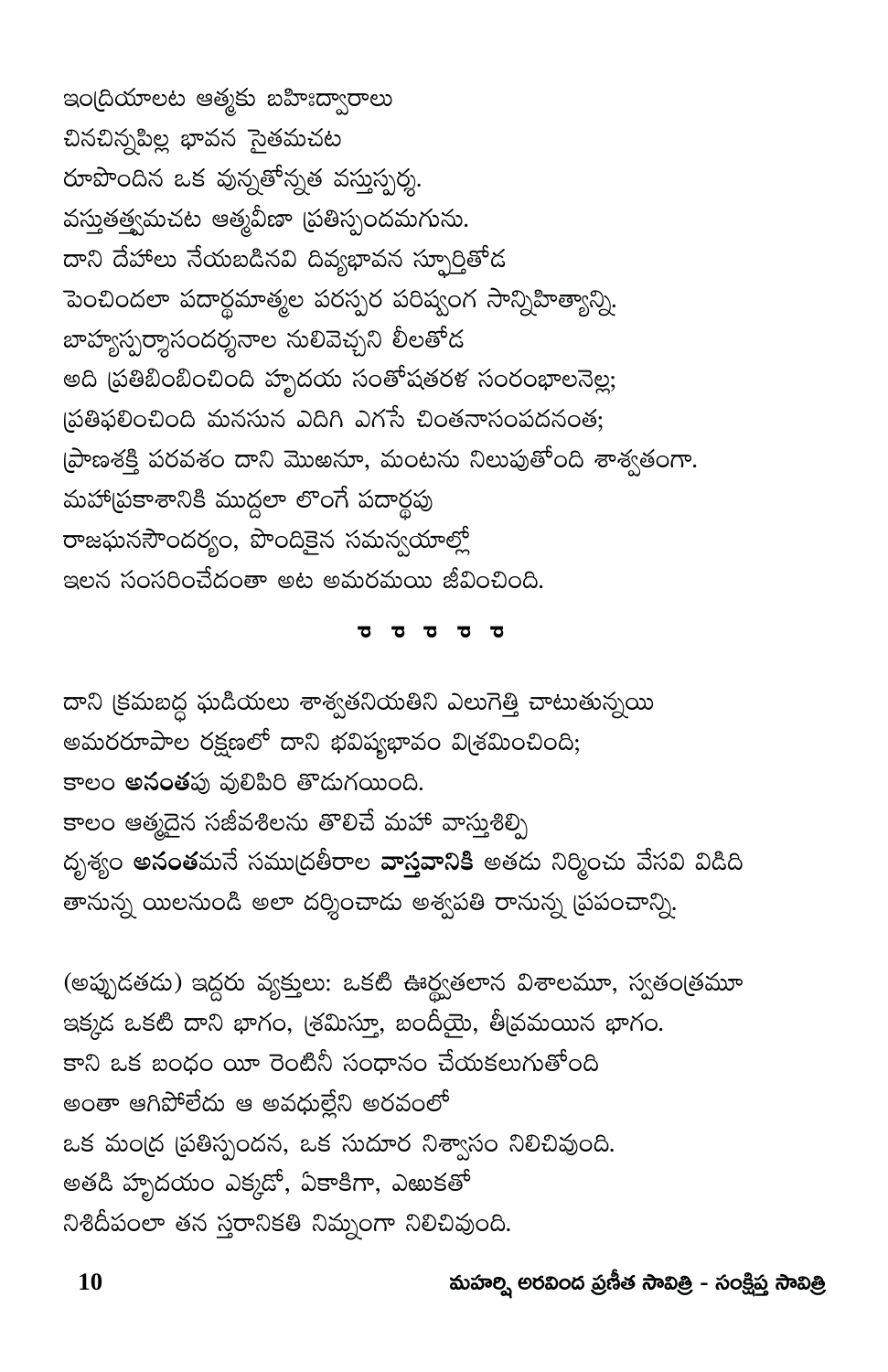ఇంద్రియాలట ఆత్మకు బహిఃద్వారాలు
చినచిన్నపిల్ల భావన సైతమచట
రూపొందిన ఒక వున్నతోన్నత వస్తుస్పర్శ.
వస్తుతత్త్వమచట ఆత్మవీణా ప్రతిస్పందమగును.
దాని దేహాలు నేయబడినవి దివ్యభావన స్ఫూర్తితోడ
పెంచిందలా పదార్థమాత్మల పరస్పర పరిష్వంగ సాన్నిహిత్యాన్ని.
బాహ్యస్పర్శాసందర్శనాల నులివెచ్చని లీలతోడ
అది ప్రతిబింబించింది హృదయ సంతోషతరళ సంరంభాలనెల్ల;
ప్రతిఫలించింది మనసున ఎదిగి ఎగసే చింతనాసంపదనంత;
ప్రాణశక్తి పరవశం దాని మొఱనూ, మంటను నిలుపుతోంది శాశ్వతంగా.
మహాప్రకాశానికి ముద్దలా లొంగే పదార్థపు
రాజఘనసౌందర్యం, పొందికైన సమన్వయాల్లో
ఇలన సంసరించేదంతా అట అమరమయి జీవించింది.

ర ర ర ర ర

దాని క్రమబద్ధ ఘడియలు శాశ్వతనియతిని ఎలుగెత్తి చాటుతున్నయి
అమరరూపాల రక్షణలో దాని భవిష్యభావం విశ్రమించింది;
కాలం **అనంత**పు వులిపిరి తొడుగయింది.
కాలం ఆత్మదైన సజీవశిలను తొలిచే మహా వాస్తుశిల్పి
దృశ్యం **అనంత**మనే సముద్రతీరాల **వాస్తవానికి** అతడు నిర్మించు వేసవి విడిది
తానున్న యిలనుండి అలా దర్శించాడు అశ్వపతి రానున్న ప్రపంచాన్ని.

(అప్పుడతడు) ఇద్దరు వ్యక్తులు: ఒకటి ఊర్ధ్వతలాన విశాలమూ, స్వతంత్రమూ
ఇక్కడ ఒకటి దాని భాగం, శ్రమిస్తూ, బందీయై, తీవ్రమయిన భాగం.
కాని ఒక బంధం యీ రెంటినీ సంధానం చేయకలుగుతోంది
అంతా ఆగిపోలేదు ఆ అవధుల్లేని అరవంలో
ఒక మంద్ర ప్రతిస్పందన, ఒక సుదూర నిశ్వాసం నిలిచివుంది.
అతడి హృదయం ఎక్కడో, ఏకాకిగా, ఎఱుకతో
నిశిదీపంలా తన స్తరానికతి నిమ్నంగా నిలిచివుంది.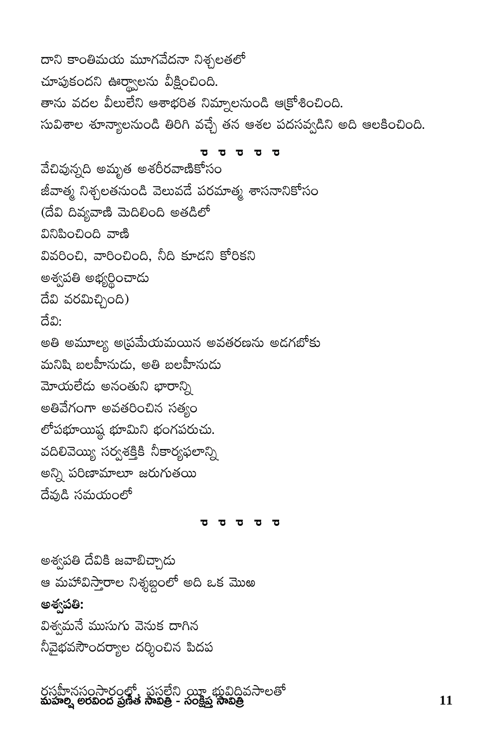దాని కాంతిమయ మూగవేదనా నిశ్చలతలో
చూపుకందని ఊర్ధ్వాలను వీక్షించింది.
తాను వదల వీలులేని ఆశాభరిత నిమ్నాలనుండి ఆక్రోశించింది.
సువిశాల శూన్యాలనుండి తిరిగి వచ్చే తన ఆశల పదసవ్వడిని అది ఆలకించింది.

ర ర ర ర ర

వేచివున్నది అమృత అశరీరవాణికోసం
జీవాత్మ నిశ్చలతనుండి వెలువడే పరమాత్మ శాసనానికోసం
(దేవి దివ్యవాణి మెదిలింది అతడిలో
వినిపించింది వాణి
వివరించి, వారించింది, నీది కూడని కోరికని
అశ్వపతి అభ్యర్థించాడు
దేవి వరమిచ్చింది)

దేవి:
అతి అమూల్య అప్రమేయమయిన అవతరణను అడగబోకు
మనిషి బలహీనుడు, అతి బలహీనుడు
మోయలేడు అనంతుని భారాన్ని
అతివేగంగా అవతరించిన సత్యం
లోపభూయిష్ఠ భూమిని భంగపరుచు.
వదిలివెయ్యి సర్వశక్తికి నీకార్యఫలాన్ని
అన్ని పరిణామాలూ జరుగుతయి
దేవుడి సమయంలో

ర ర ర ర ర

అశ్వపతి దేవికి జవాబిచ్చాడు
ఆ మహావిస్తారాల నిశ్శబ్దంలో అది ఒక మొఱ

**అశ్వపతి:**
విశ్వమనే ముసుగు వెనుక దాగిన
నీవైభవసౌందర్యాల దర్శించిన పిదప

రసహీనసంసారంలో, పసలేని యీ భువిదివసాలతో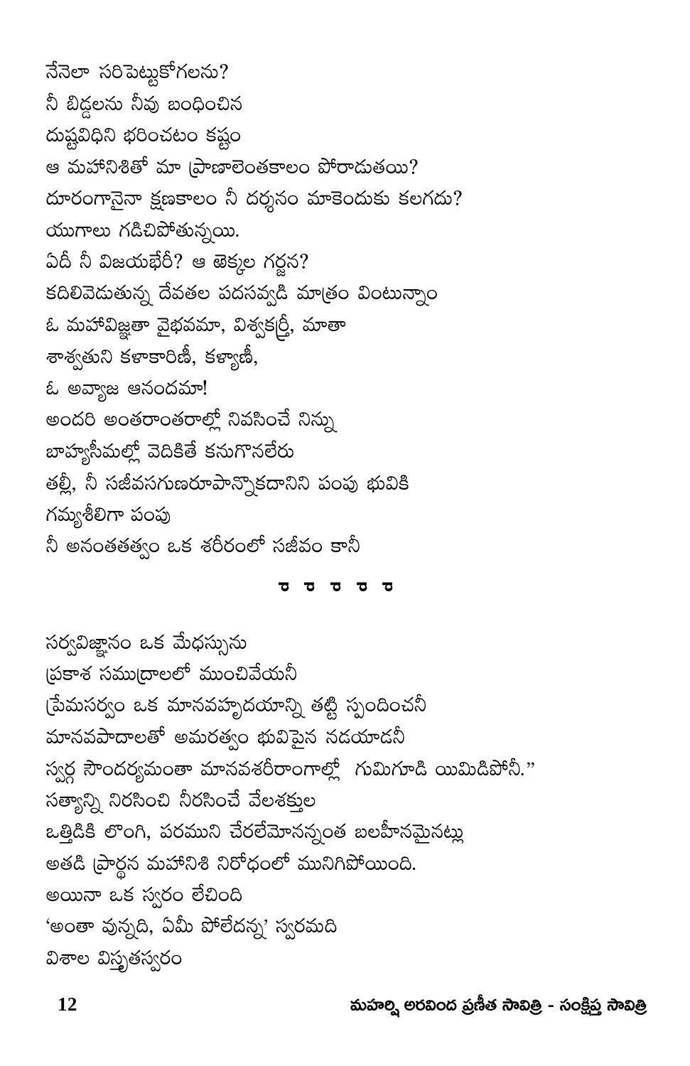నేనెలా సరిపెట్టుకోగలను?
నీ బిడ్డలను నీవు బంధించిన
దుష్టవిధిని భరించటం కష్టం
ఆ మహానిశితో మా ప్రాణాలెంతకాలం పోరాడుతయి?
దూరంగానైనా క్షణకాలం నీ దర్శనం మాకెందుకు కలగదు?
యుగాలు గడిచిపోతున్నయి.
ఏదీ నీ విజయభేరీ? ఆ ఱెక్కల గర్జన?
కదిలివెడుతున్న దేవతల పదసవ్వడి మాత్రం వింటున్నాం
ఓ మహావిజ్ఞతా వైభవమా, విశ్వకర్త్రీ, మాతా
శాశ్వతుని కళాకారిణీ, కళ్యాణీ,
ఓ అవ్యాజ ఆనందమా!
అందరి అంతరాంతరాల్లో నివసించే నిన్ను
బాహ్యసీమల్లో వెదికితే కనుగొనలేరు
తల్లీ, నీ సజీవసగుణరూపాన్నొకదానిని పంపు భువికి
గమ్యశీలిగా పంపు
నీ అనంతతత్వం ఒక శరీరంలో సజీవం కానీ

ర ర ర ర ర

సర్వవిజ్ఞానం ఒక మేధస్సును
ప్రకాశ సముద్రాలలో ముంచివేయనీ
ప్రేమసర్వం ఒక మానవహృదయాన్ని తట్టి స్పందించనీ
మానవపాదాలతో అమరత్వం భువిపైన నడయాడనీ
స్వర్గ సౌందర్యమంతా మానవశరీరాంగాల్లో గుమిగూడి యిమిడిపోనీ."
సత్యాన్ని నిరసించి నీరసించే వేలశక్తుల
ఒత్తిడికి లొంగి, పరముని చేరలేమోనన్నంత బలహీనమైనట్లు
అతడి ప్రార్థన మహానిశి నిరోధంలో మునిగిపోయింది.
అయినా ఒక స్వరం లేచింది
'అంతా వున్నది, ఏమీ పోలేదన్న' స్వరమది
విశాల విస్మృతస్వరం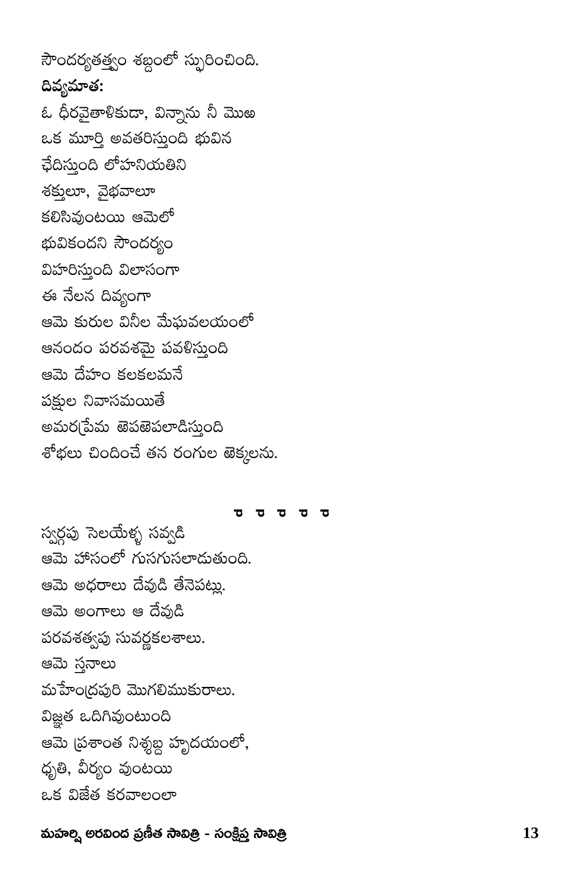సౌందర్యతత్త్వం శబ్దంలో స్ఫురించింది.

**దివ్యమాత:**

ఓ ధీరవైతాళికుడా, విన్నాను నీ మొఱ
ఒక మూర్తి అవతరిస్తుంది భువిన
ఛేదిస్తుంది లోహనియతిని
శక్తులూ, వైభవాలూ
కలిసివుంటయి ఆమెలో
భువికందని సౌందర్యం
విహరిస్తుంది విలాసంగా
ఈ నేలన దివ్యంగా
ఆమె కురుల వినీల మేఘవలయంలో
ఆనందం పరవశమై పవళిస్తుంది
ఆమె దేహం కలకలమనే
పక్షుల నివాసమయితే
అమరప్రేమ ఔపఔపలాడిస్తుంది
శోభలు చిందించే తన రంగుల ఔక్కలను.

ర ర ర ర ర

స్వర్గపు సెలయేళ్ళ సవ్వడి
ఆమె హాసంలో గుసగుసలాడుతుంది.
ఆమె అధరాలు దేవుడి తేనెపట్లు.
ఆమె అంగాలు ఆ దేవుడి
పరవశత్వపు సువర్ణకలశాలు.
ఆమె స్తనాలు
మహేంద్రపురి మొగలిముకురాలు.
విజ్ఞత ఒదిగివుంటుంది
ఆమె ప్రశాంత నిశ్శబ్ద హృదయంలో,
ధృతి, వీర్యం వుంటయి
ఒక విజేత కరవాలంలా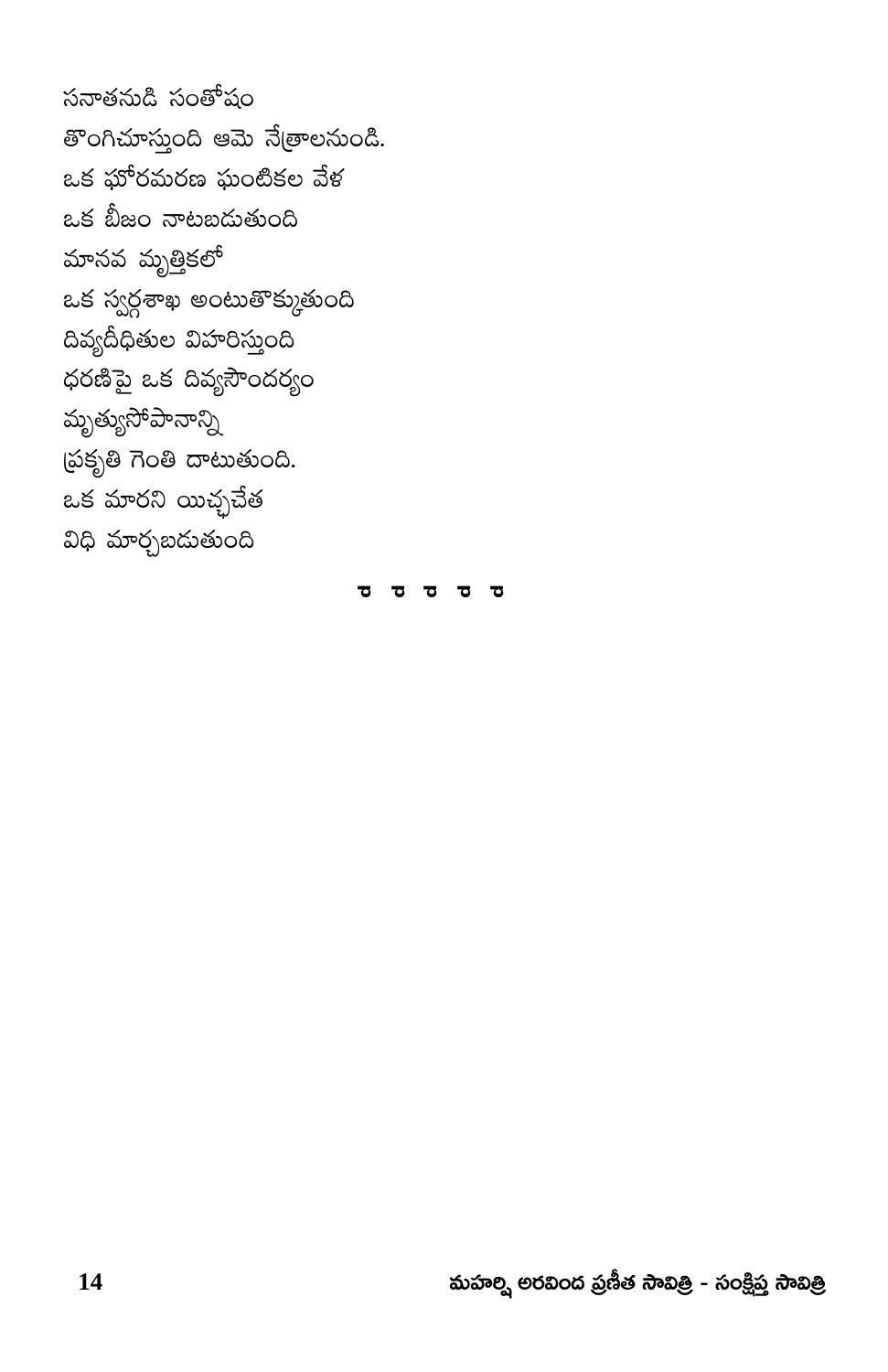సనాతనుడి సంతోషం
తొంగిచూస్తుంది ఆమె నేత్రాలనుండి.
ఒక ఘోరమరణ ఘంటికల వేళ
ఒక బీజం నాటబడుతుంది
మానవ మృత్తికలో
ఒక స్వర్గశాఖ అంటుతొక్కుతుంది
దివ్యదీధితుల విహరిస్తుంది
ధరణిపై ఒక దివ్యసౌందర్యం
మృత్యుసోపానాన్ని
ప్రకృతి గెంతి దాటుతుంది.
ఒక మారని యిచ్ఛచేత
విధి మార్చబడుతుంది

ర ర ర ర ర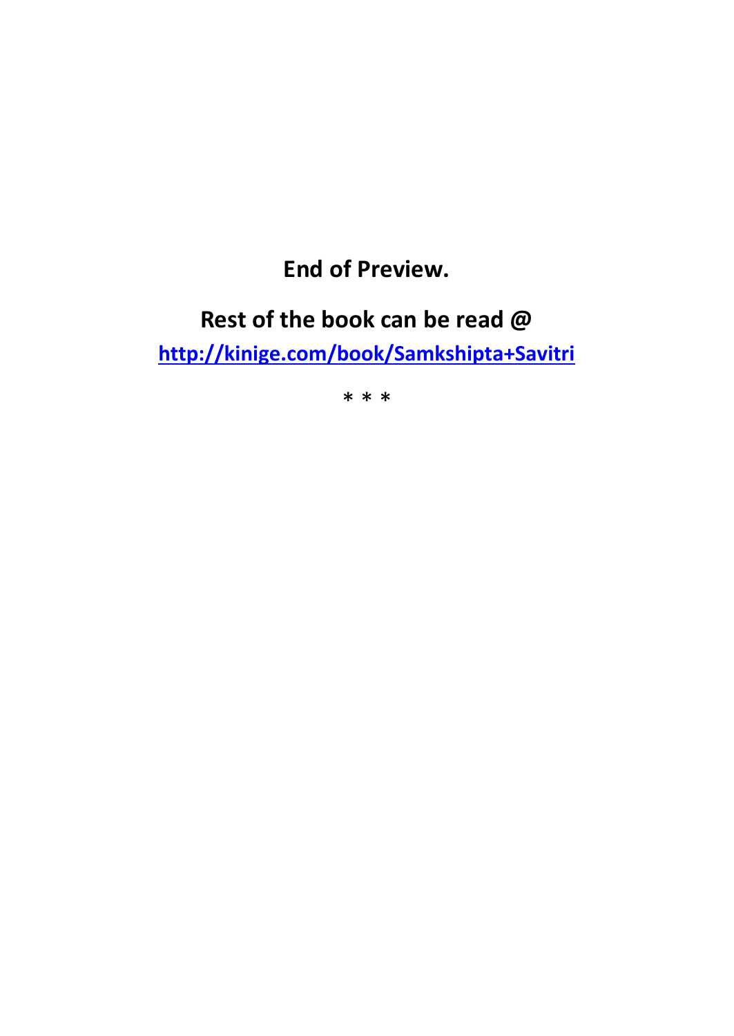**End of Preview.**

**Rest of the book can be read @**

**[http://kinige.com/book/Samkshipta+Savitri](http://kinige.com/book/Samkshipta+Savitri)**

* * *